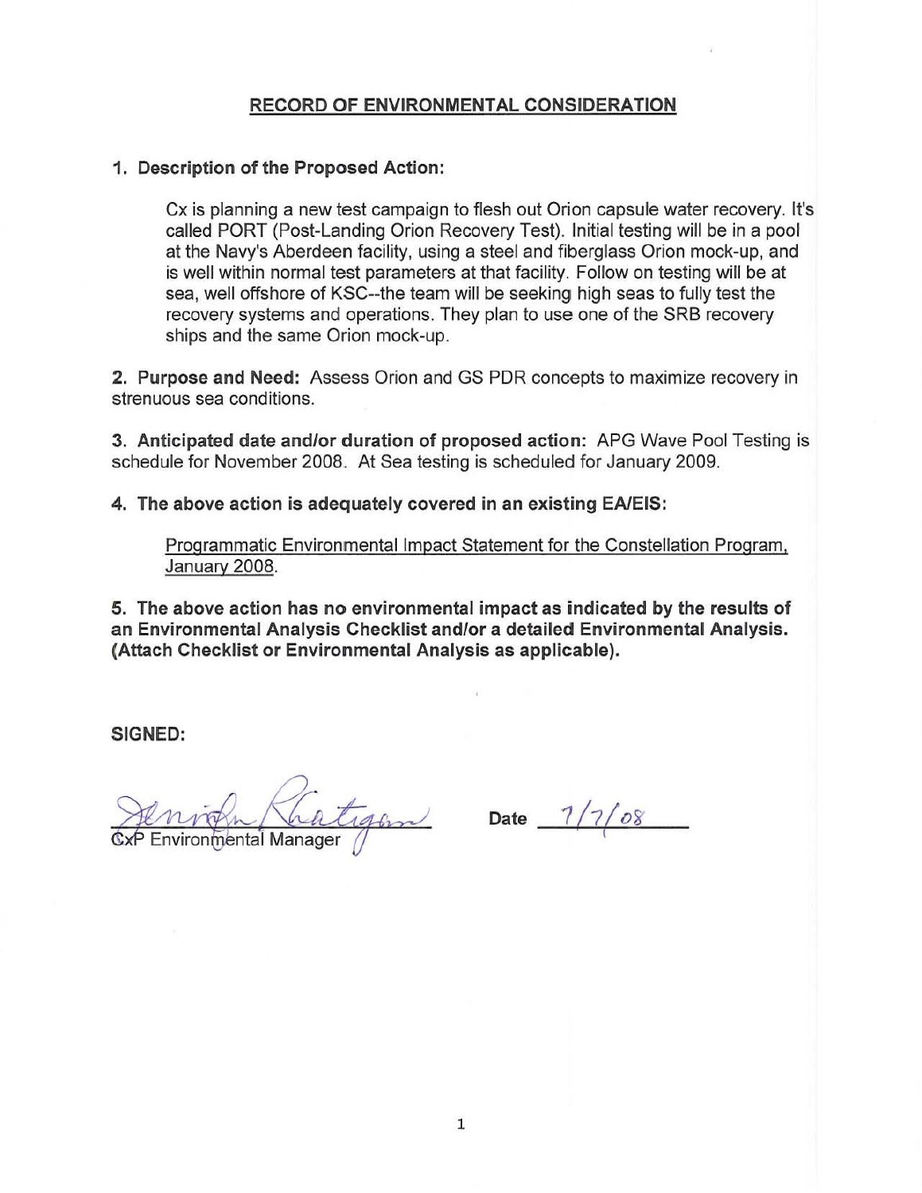# RECORD OF ENVIRONMENTAL CONSIDERATION

**1. Description of the Proposed Action:**

Cx is planning a new test campaign to flesh out Orion capsule water recovery. It's called PORT (Post-Landing Orion Recovery Test). Initial testing will be in a pool at the Navy's Aberdeen facility, using a steel and fiberglass Orion mock-up, and is well within normal test parameters at that facility. Follow on testing will be at sea, well offshore of KSC--the team will be seeking high seas to fully test the recovery systems and operations. They plan to use one of the SRB recovery ships and the same Orion mock-up.

**2. Purpose and Need:** Assess Orion and GS PDR concepts to maximize recovery in strenuous sea conditions.

**3. Anticipated date and/or duration of proposed action:** APG Wave Pool Testing is schedule for November 2008. At Sea testing is scheduled for January 2009.

**4. The above action is adequately covered in an existing EA/EIS:**

Programmatic Environmental Impact Statement for the Constellation Program, January 2008.

**5. The above action has no environmental impact as indicated by the results of an Environmental Analysis Checklist and/or a detailed Environmental Analysis. (Attach Checklist or Environmental Analysis as applicable).**

**SIGNED:**

CxP Environmental Manager

**Date** 7/7/08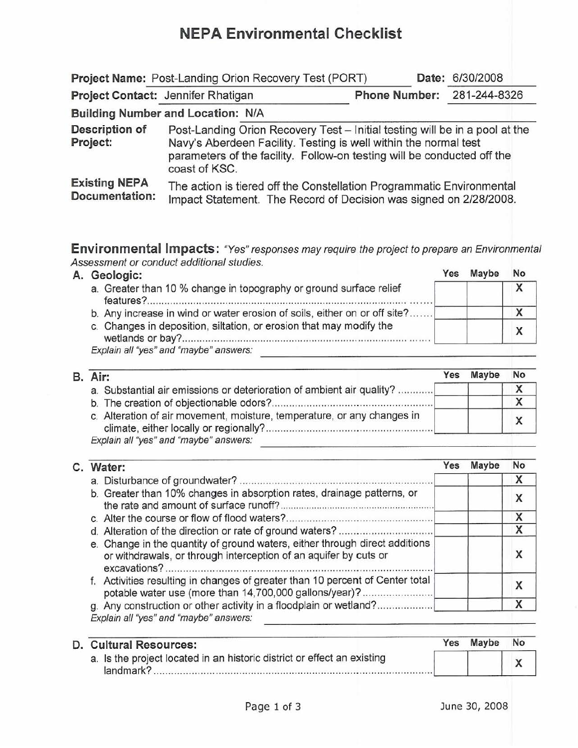# NEPA Environmental Checklist

**Project Name:** Post-Landing Orion Recovery Test (PORT) **Date:** 6/30/2008

**Project Contact:** Jennifer Rhatigan **Phone Number:** 281-244-8326

**Building Number and Location:** N/A

**Description of Project:** Post-Landing Orion Recovery Test – Initial testing will be in a pool at the Navy's Aberdeen Facility. Testing is well within the normal test parameters of the facility. Follow-on testing will be conducted off the coast of KSC.

**Existing NEPA Documentation:** The action is tiered off the Constellation Programmatic Environmental Impact Statement. The Record of Decision was signed on 2/28/2008.

## Environmental Impacts: *"Yes" responses may require the project to prepare an Environmental Assessment or conduct additional studies.*

### A. Geologic:

| | Yes | Maybe | No |
|---|---|---|---|
| a. Greater than 10 % change in topography or ground surface relief features? | | | X |
| b. Any increase in wind or water erosion of soils, either on or off site? | | | X |
| c. Changes in deposition, siltation, or erosion that may modify the wetlands or bay? | | | X |

*Explain all "yes" and "maybe" answers:*

### B. Air:

| | Yes | Maybe | No |
|---|---|---|---|
| a. Substantial air emissions or deterioration of ambient air quality? | | | X |
| b. The creation of objectionable odors? | | | X |
| c. Alteration of air movement, moisture, temperature, or any changes in climate, either locally or regionally? | | | X |

*Explain all "yes" and "maybe" answers:*

### C. Water:

| | Yes | Maybe | No |
|---|---|---|---|
| a. Disturbance of groundwater? | | | X |
| b. Greater than 10% changes in absorption rates, drainage patterns, or the rate and amount of surface runoff? | | | X |
| c. Alter the course or flow of flood waters? | | | X |
| d. Alteration of the direction or rate of ground waters? | | | X |
| e. Change in the quantity of ground waters, either through direct additions or withdrawals, or through interception of an aquifer by cuts or excavations? | | | X |
| f. Activities resulting in changes of greater than 10 percent of Center total potable water use (more than 14,700,000 gallons/year)? | | | X |
| g. Any construction or other activity in a floodplain or wetland? | | | X |

*Explain all "yes" and "maybe" answers:*

### D. Cultural Resources:

| | Yes | Maybe | No |
|---|---|---|---|
| a. Is the project located in an historic district or effect an existing landmark? | | | X |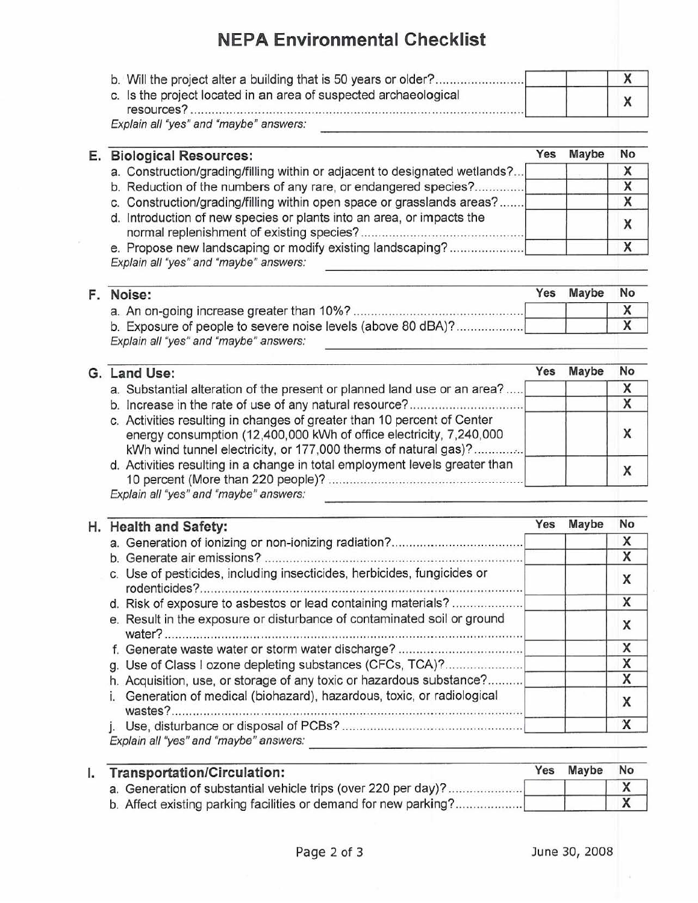# NEPA Environmental Checklist

| | Yes | Maybe | No |
|---|---|---|---|
| b. Will the project alter a building that is 50 years or older? | | | X |
| c. Is the project located in an area of suspected archaeological resources? | | | X |

*Explain all "yes" and "maybe" answers:*

| E. Biological Resources: | Yes | Maybe | No |
|---|---|---|---|
| a. Construction/grading/filling within or adjacent to designated wetlands? | | | X |
| b. Reduction of the numbers of any rare, or endangered species? | | | X |
| c. Construction/grading/filling within open space or grasslands areas? | | | X |
| d. Introduction of new species or plants into an area, or impacts the normal replenishment of existing species? | | | X |
| e. Propose new landscaping or modify existing landscaping? | | | X |

*Explain all "yes" and "maybe" answers:*

| F. Noise: | Yes | Maybe | No |
|---|---|---|---|
| a. An on-going increase greater than 10%? | | | X |
| b. Exposure of people to severe noise levels (above 80 dBA)? | | | X |

*Explain all "yes" and "maybe" answers:*

| G. Land Use: | Yes | Maybe | No |
|---|---|---|---|
| a. Substantial alteration of the present or planned land use or an area? | | | X |
| b. Increase in the rate of use of any natural resource? | | | X |
| c. Activities resulting in changes of greater than 10 percent of Center energy consumption (12,400,000 kWh of office electricity, 7,240,000 kWh wind tunnel electricity, or 177,000 therms of natural gas)? | | | X |
| d. Activities resulting in a change in total employment levels greater than 10 percent (More than 220 people)? | | | X |

*Explain all "yes" and "maybe" answers:*

| H. Health and Safety: | Yes | Maybe | No |
|---|---|---|---|
| a. Generation of ionizing or non-ionizing radiation? | | | X |
| b. Generate air emissions? | | | X |
| c. Use of pesticides, including insecticides, herbicides, fungicides or rodenticides? | | | X |
| d. Risk of exposure to asbestos or lead containing materials? | | | X |
| e. Result in the exposure or disturbance of contaminated soil or ground water? | | | X |
| f. Generate waste water or storm water discharge? | | | X |
| g. Use of Class I ozone depleting substances (CFCs, TCA)? | | | X |
| h. Acquisition, use, or storage of any toxic or hazardous substance? | | | X |
| i. Generation of medical (biohazard), hazardous, toxic, or radiological wastes? | | | X |
| j. Use, disturbance or disposal of PCBs? | | | X |

*Explain all "yes" and "maybe" answers:*

| I. Transportation/Circulation: | Yes | Maybe | No |
|---|---|---|---|
| a. Generation of substantial vehicle trips (over 220 per day)? | | | X |
| b. Affect existing parking facilities or demand for new parking? | | | X |

June 30, 2008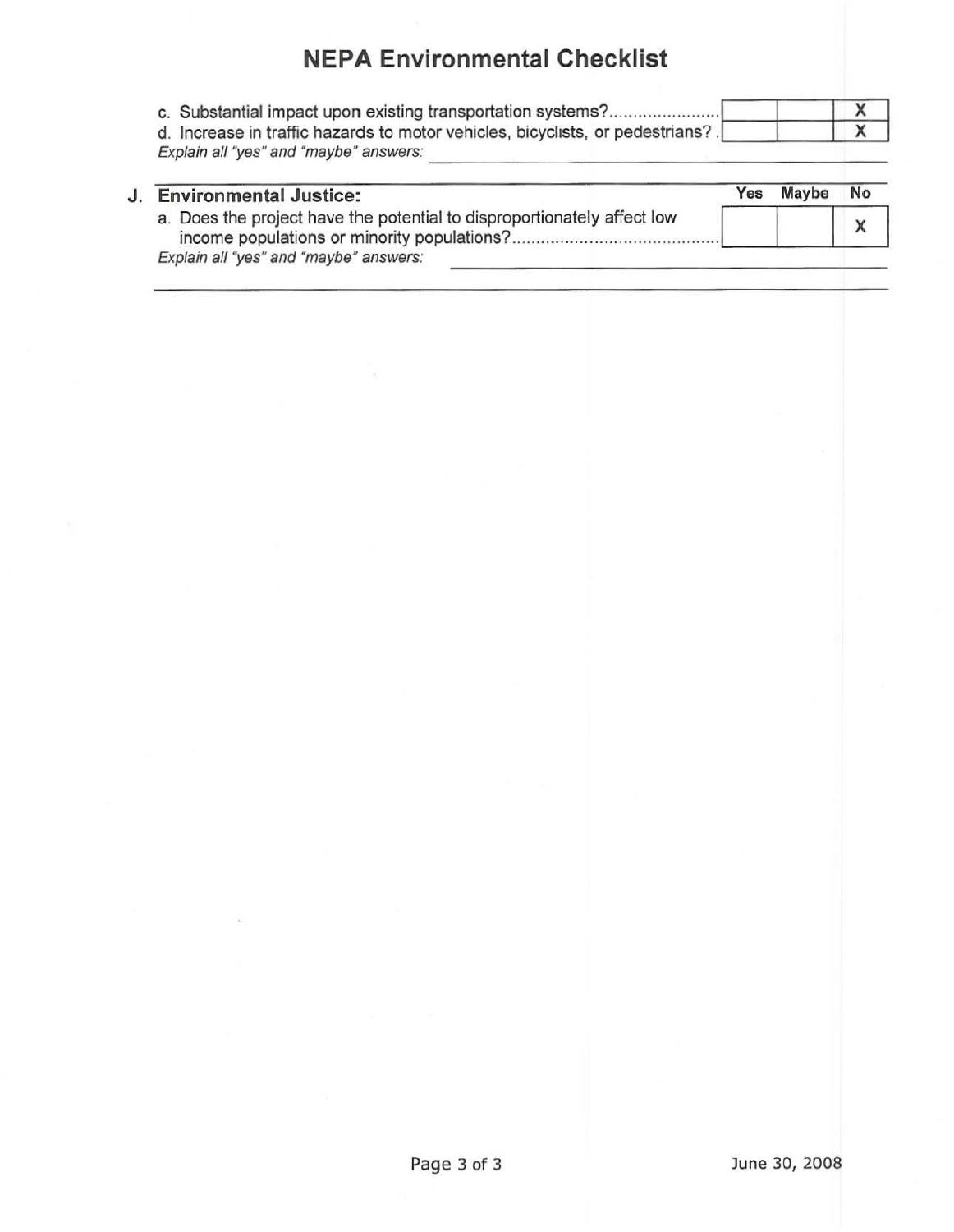# NEPA Environmental Checklist

| | Yes | Maybe | No |
|---|---|---|---|
| c. Substantial impact upon existing transportation systems? | | | X |
| d. Increase in traffic hazards to motor vehicles, bicyclists, or pedestrians? | | | X |

*Explain all "yes" and "maybe" answers:*

## J. Environmental Justice:

| | Yes | Maybe | No |
|---|---|---|---|
| a. Does the project have the potential to disproportionately affect low income populations or minority populations? | | | X |

*Explain all "yes" and "maybe" answers:*

June 30, 2008